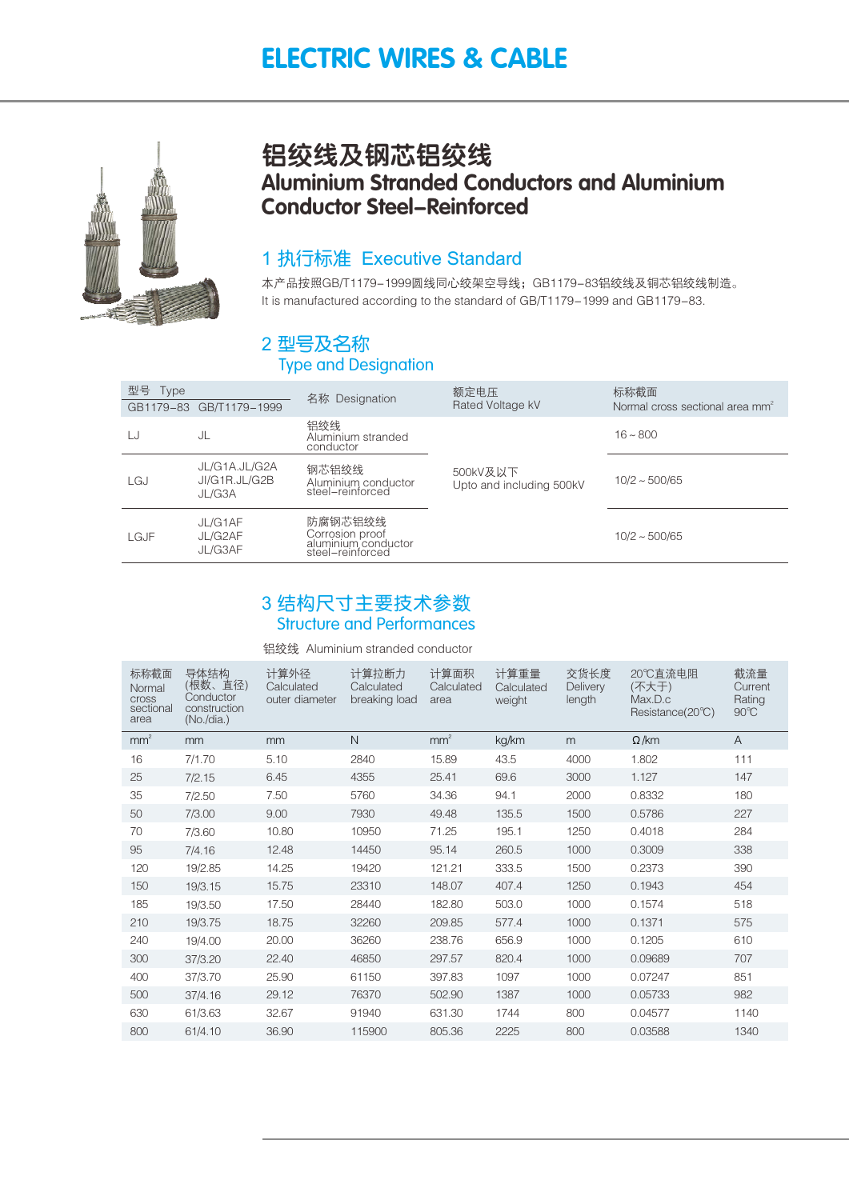# ELECTRIC WIRES & CABLE

# 铝绞线及钢芯铝绞线
# Aluminium Stranded Conductors and Aluminium Conductor Steel–Reinforced

## 1 执行标准 Executive Standard

本产品按照GB/T1179–1999圆线同心绞架空导线；GB1179–83铝绞线及钢芯铝绞线制造。
It is manufactured according to the standard of GB/T1179–1999 and GB1179–83.

## 2 型号及名称 Type and Designation

| 型号 Type GB1179–83 | GB/T1179–1999 | 名称 Designation | 额定电压 Rated Voltage kV | 标称截面 Normal cross sectional area mm² |
|---|---|---|---|---|
| LJ | JL | 铝绞线 Aluminium stranded conductor | 500kV及以下 Upto and including 500kV | 16～800 |
| LGJ | JL/G1A.JL/G2A JI/G1R.JL/G2B JL/G3A | 钢芯铝绞线 Aluminium conductor steel–reinforced | | 10/2～500/65 |
| LGJF | JL/G1AF JL/G2AF JL/G3AF | 防腐钢芯铝绞线 Corrosion proof aluminium conductor steel–reinforced | | 10/2～500/65 |

## 3 结构尺寸主要技术参数 Structure and Performances

铝绞线 Aluminium stranded conductor

| 标称截面 Normal cross sectional area | 导体结构（根数、直径） Conductor construction (No./dia.) | 计算外径 Calculated outer diameter | 计算拉断力 Calculated breaking load | 计算面积 Calculated area | 计算重量 Calculated weight | 交货长度 Delivery length | 20℃直流电阻（不大于） Max.D.c Resistance(20℃) | 截流量 Current Rating 90℃ |
|---|---|---|---|---|---|---|---|---|
| mm² | mm | mm | N | mm² | kg/km | m | Ω/km | A |
| 16 | 7/1.70 | 5.10 | 2840 | 15.89 | 43.5 | 4000 | 1.802 | 111 |
| 25 | 7/2.15 | 6.45 | 4355 | 25.41 | 69.6 | 3000 | 1.127 | 147 |
| 35 | 7/2.50 | 7.50 | 5760 | 34.36 | 94.1 | 2000 | 0.8332 | 180 |
| 50 | 7/3.00 | 9.00 | 7930 | 49.48 | 135.5 | 1500 | 0.5786 | 227 |
| 70 | 7/3.60 | 10.80 | 10950 | 71.25 | 195.1 | 1250 | 0.4018 | 284 |
| 95 | 7/4.16 | 12.48 | 14450 | 95.14 | 260.5 | 1000 | 0.3009 | 338 |
| 120 | 19/2.85 | 14.25 | 19420 | 121.21 | 333.5 | 1500 | 0.2373 | 390 |
| 150 | 19/3.15 | 15.75 | 23310 | 148.07 | 407.4 | 1250 | 0.1943 | 454 |
| 185 | 19/3.50 | 17.50 | 28440 | 182.80 | 503.0 | 1000 | 0.1574 | 518 |
| 210 | 19/3.75 | 18.75 | 32260 | 209.85 | 577.4 | 1000 | 0.1371 | 575 |
| 240 | 19/4.00 | 20.00 | 36260 | 238.76 | 656.9 | 1000 | 0.1205 | 610 |
| 300 | 37/3.20 | 22.40 | 46850 | 297.57 | 820.4 | 1000 | 0.09689 | 707 |
| 400 | 37/3.70 | 25.90 | 61150 | 397.83 | 1097 | 1000 | 0.07247 | 851 |
| 500 | 37/4.16 | 29.12 | 76370 | 502.90 | 1387 | 1000 | 0.05733 | 982 |
| 630 | 61/3.63 | 32.67 | 91940 | 631.30 | 1744 | 800 | 0.04577 | 1140 |
| 800 | 61/4.10 | 36.90 | 115900 | 805.36 | 2225 | 800 | 0.03588 | 1340 |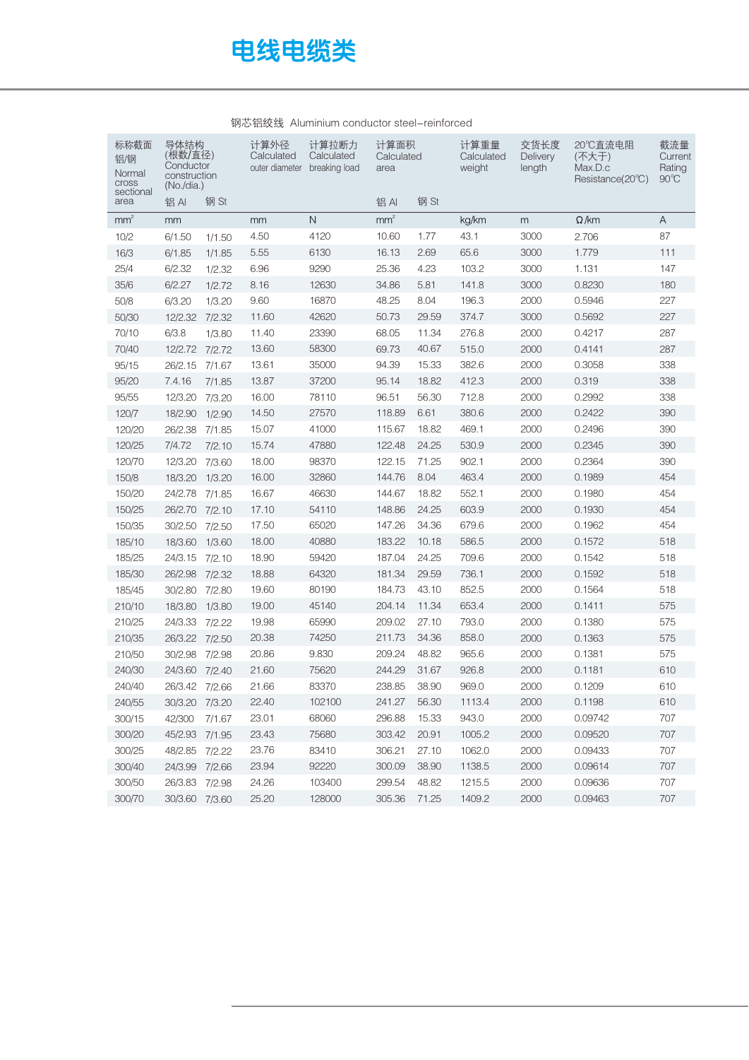# 电线电缆类

钢芯铝绞线 Aluminium conductor steel-reinforced

| 标称截面 铝/钢 Normal cross sectional area | 导体结构 (根数/直径) Conductor construction (No./dia.) | | 计算外径 Calculated outer diameter | 计算拉断力 Calculated breaking load | 计算面积 Calculated area | | 计算重量 Calculated weight | 交货长度 Delivery length | 20℃直流电阻 (不大于) Max.D.c Resistance(20℃) | 截流量 Current Rating 90℃ |
|---|---|---|---|---|---|---|---|---|---|---|
| | 铝 Al | 钢 St | | | 铝 Al | 钢 St | | | | |
| $mm^2$ | mm | | mm | N | $mm^2$ | | kg/km | m | Ω/km | A |
| 10/2 | 6/1.50 | 1/1.50 | 4.50 | 4120 | 10.60 | 1.77 | 43.1 | 3000 | 2.706 | 87 |
| 16/3 | 6/1.85 | 1/1.85 | 5.55 | 6130 | 16.13 | 2.69 | 65.6 | 3000 | 1.779 | 111 |
| 25/4 | 6/2.32 | 1/2.32 | 6.96 | 9290 | 25.36 | 4.23 | 103.2 | 3000 | 1.131 | 147 |
| 35/6 | 6/2.27 | 1/2.72 | 8.16 | 12630 | 34.86 | 5.81 | 141.8 | 3000 | 0.8230 | 180 |
| 50/8 | 6/3.20 | 1/3.20 | 9.60 | 16870 | 48.25 | 8.04 | 196.3 | 2000 | 0.5946 | 227 |
| 50/30 | 12/2.32 | 7/2.32 | 11.60 | 42620 | 50.73 | 29.59 | 374.7 | 3000 | 0.5692 | 227 |
| 70/10 | 6/3.8 | 1/3.80 | 11.40 | 23390 | 68.05 | 11.34 | 276.8 | 2000 | 0.4217 | 287 |
| 70/40 | 12/2.72 | 7/2.72 | 13.60 | 58300 | 69.73 | 40.67 | 515.0 | 2000 | 0.4141 | 287 |
| 95/15 | 26/2.15 | 7/1.67 | 13.61 | 35000 | 94.39 | 15.33 | 382.6 | 2000 | 0.3058 | 338 |
| 95/20 | 7.4.16 | 7/1.85 | 13.87 | 37200 | 95.14 | 18.82 | 412.3 | 2000 | 0.319 | 338 |
| 95/55 | 12/3.20 | 7/3.20 | 16.00 | 78110 | 96.51 | 56.30 | 712.8 | 2000 | 0.2992 | 338 |
| 120/7 | 18/2.90 | 1/2.90 | 14.50 | 27570 | 118.89 | 6.61 | 380.6 | 2000 | 0.2422 | 390 |
| 120/20 | 26/2.38 | 7/1.85 | 15.07 | 41000 | 115.67 | 18.82 | 469.1 | 2000 | 0.2496 | 390 |
| 120/25 | 7/4.72 | 7/2.10 | 15.74 | 47880 | 122.48 | 24.25 | 530.9 | 2000 | 0.2345 | 390 |
| 120/70 | 12/3.20 | 7/3.60 | 18.00 | 98370 | 122.15 | 71.25 | 902.1 | 2000 | 0.2364 | 390 |
| 150/8 | 18/3.20 | 1/3.20 | 16.00 | 32860 | 144.76 | 8.04 | 463.4 | 2000 | 0.1989 | 454 |
| 150/20 | 24/2.78 | 7/1.85 | 16.67 | 46630 | 144.67 | 18.82 | 552.1 | 2000 | 0.1980 | 454 |
| 150/25 | 26/2.70 | 7/2.10 | 17.10 | 54110 | 148.86 | 24.25 | 603.9 | 2000 | 0.1930 | 454 |
| 150/35 | 30/2.50 | 7/2.50 | 17.50 | 65020 | 147.26 | 34.36 | 679.6 | 2000 | 0.1962 | 454 |
| 185/10 | 18/3.60 | 1/3.60 | 18.00 | 40880 | 183.22 | 10.18 | 586.5 | 2000 | 0.1572 | 518 |
| 185/25 | 24/3.15 | 7/2.10 | 18.90 | 59420 | 187.04 | 24.25 | 709.6 | 2000 | 0.1542 | 518 |
| 185/30 | 26/2.98 | 7/2.32 | 18.88 | 64320 | 181.34 | 29.59 | 736.1 | 2000 | 0.1592 | 518 |
| 185/45 | 30/2.80 | 7/2.80 | 19.60 | 80190 | 184.73 | 43.10 | 852.5 | 2000 | 0.1564 | 518 |
| 210/10 | 18/3.80 | 1/3.80 | 19.00 | 45140 | 204.14 | 11.34 | 653.4 | 2000 | 0.1411 | 575 |
| 210/25 | 24/3.33 | 7/2.22 | 19.98 | 65990 | 209.02 | 27.10 | 793.0 | 2000 | 0.1380 | 575 |
| 210/35 | 26/3.22 | 7/2.50 | 20.38 | 74250 | 211.73 | 34.36 | 858.0 | 2000 | 0.1363 | 575 |
| 210/50 | 30/2.98 | 7/2.98 | 20.86 | 9.830 | 209.24 | 48.82 | 965.6 | 2000 | 0.1381 | 575 |
| 240/30 | 24/3.60 | 7/2.40 | 21.60 | 75620 | 244.29 | 31.67 | 926.8 | 2000 | 0.1181 | 610 |
| 240/40 | 26/3.42 | 7/2.66 | 21.66 | 83370 | 238.85 | 38.90 | 969.0 | 2000 | 0.1209 | 610 |
| 240/55 | 30/3.20 | 7/3.20 | 22.40 | 102100 | 241.27 | 56.30 | 1113.4 | 2000 | 0.1198 | 610 |
| 300/15 | 42/300 | 7/1.67 | 23.01 | 68060 | 296.88 | 15.33 | 943.0 | 2000 | 0.09742 | 707 |
| 300/20 | 45/2.93 | 7/1.95 | 23.43 | 75680 | 303.42 | 20.91 | 1005.2 | 2000 | 0.09520 | 707 |
| 300/25 | 48/2.85 | 7/2.22 | 23.76 | 83410 | 306.21 | 27.10 | 1062.0 | 2000 | 0.09433 | 707 |
| 300/40 | 24/3.99 | 7/2.66 | 23.94 | 92220 | 300.09 | 38.90 | 1138.5 | 2000 | 0.09614 | 707 |
| 300/50 | 26/3.83 | 7/2.98 | 24.26 | 103400 | 299.54 | 48.82 | 1215.5 | 2000 | 0.09636 | 707 |
| 300/70 | 30/3.60 | 7/3.60 | 25.20 | 128000 | 305.36 | 71.25 | 1409.2 | 2000 | 0.09463 | 707 |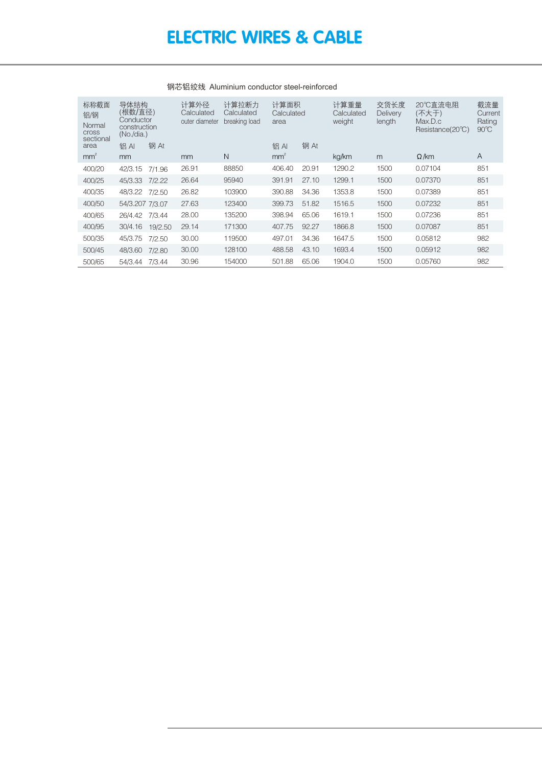# ELECTRIC WIRES & CABLE

钢芯铝绞线 Aluminium conductor steel-reinforced

| 标称截面 铝/钢 Normal cross sectional area | 导体结构 (根数/直径) Conductor construction (No./dia.) | | 计算外径 Calculated outer diameter | 计算拉断力 Calculated breaking load | 计算面积 Calculated area | | 计算重量 Calculated weight | 交货长度 Delivery length | 20℃直流电阻 (不大于) Max.D.c Resistance(20℃) | 截流量 Current Rating 90℃ |
|---|---|---|---|---|---|---|---|---|---|---|
| | 铝 Al | 钢 At | | | 铝 Al | 钢 At | | | | |
| mm² | mm | | mm | N | mm² | | kg/km | m | Ω/km | A |
| 400/20 | 42/3.15 | 7/1.96 | 26.91 | 88850 | 406.40 | 20.91 | 1290.2 | 1500 | 0.07104 | 851 |
| 400/25 | 45/3.33 | 7/2.22 | 26.64 | 95940 | 391.91 | 27.10 | 1299.1 | 1500 | 0.07370 | 851 |
| 400/35 | 48/3.22 | 7/2.50 | 26.82 | 103900 | 390.88 | 34.36 | 1353.8 | 1500 | 0.07389 | 851 |
| 400/50 | 54/3.207 | 7/3.07 | 27.63 | 123400 | 399.73 | 51.82 | 1516.5 | 1500 | 0.07232 | 851 |
| 400/65 | 26/4.42 | 7/3.44 | 28.00 | 135200 | 398.94 | 65.06 | 1619.1 | 1500 | 0.07236 | 851 |
| 400/95 | 30/4.16 | 19/2.50 | 29.14 | 171300 | 407.75 | 92.27 | 1866.8 | 1500 | 0.07087 | 851 |
| 500/35 | 45/3.75 | 7/2.50 | 30.00 | 119500 | 497.01 | 34.36 | 1647.5 | 1500 | 0.05812 | 982 |
| 500/45 | 48/3.60 | 7/2.80 | 30.00 | 128100 | 488.58 | 43.10 | 1693.4 | 1500 | 0.05912 | 982 |
| 500/65 | 54/3.44 | 7/3.44 | 30.96 | 154000 | 501.88 | 65.06 | 1904.0 | 1500 | 0.05760 | 982 |